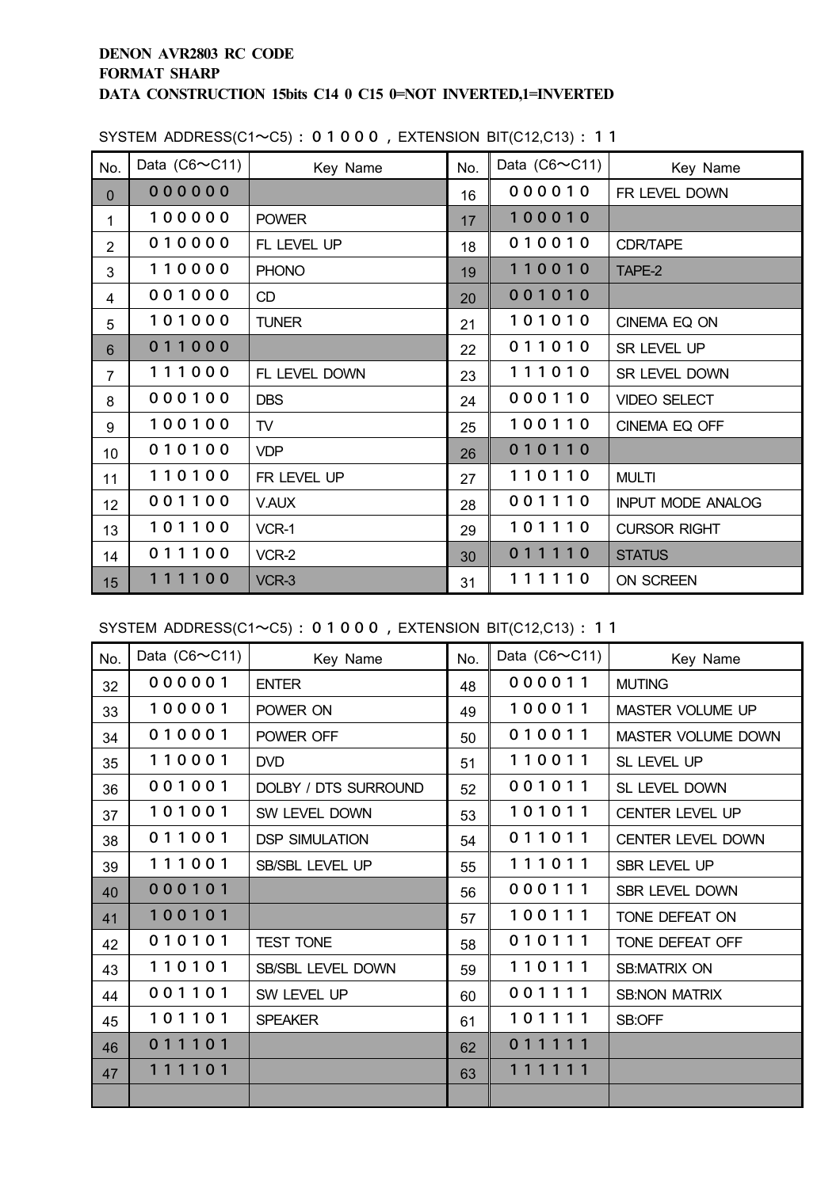**DENON AVR2803 RC CODE**
**FORMAT SHARP**
**DATA CONSTRUCTION 15bits C14 0 C15 0=NOT INVERTED,1=INVERTED**

SYSTEM ADDRESS(C1〜C5)：０１０００，EXTENSION BIT(C12,C13)：１１

| No. | Data (C6〜C11) | Key Name | No. | Data (C6〜C11) | Key Name |
|---|---|---|---|---|---|
| 0 | 000000 | | 16 | 000010 | FR LEVEL DOWN |
| 1 | 100000 | POWER | 17 | 100010 | |
| 2 | 010000 | FL LEVEL UP | 18 | 010010 | CDR/TAPE |
| 3 | 110000 | PHONO | 19 | 110010 | TAPE-2 |
| 4 | 001000 | CD | 20 | 001010 | |
| 5 | 101000 | TUNER | 21 | 101010 | CINEMA EQ ON |
| 6 | 011000 | | 22 | 011010 | SR LEVEL UP |
| 7 | 111000 | FL LEVEL DOWN | 23 | 111010 | SR LEVEL DOWN |
| 8 | 000100 | DBS | 24 | 000110 | VIDEO SELECT |
| 9 | 100100 | TV | 25 | 100110 | CINEMA EQ OFF |
| 10 | 010100 | VDP | 26 | 010110 | |
| 11 | 110100 | FR LEVEL UP | 27 | 110110 | MULTI |
| 12 | 001100 | V.AUX | 28 | 001110 | INPUT MODE ANALOG |
| 13 | 101100 | VCR-1 | 29 | 101110 | CURSOR RIGHT |
| 14 | 011100 | VCR-2 | 30 | 011110 | STATUS |
| 15 | 111100 | VCR-3 | 31 | 111110 | ON SCREEN |

SYSTEM ADDRESS(C1〜C5)：０１０００，EXTENSION BIT(C12,C13)：１１

| No. | Data (C6〜C11) | Key Name | No. | Data (C6〜C11) | Key Name |
|---|---|---|---|---|---|
| 32 | 000001 | ENTER | 48 | 000011 | MUTING |
| 33 | 100001 | POWER ON | 49 | 100011 | MASTER VOLUME UP |
| 34 | 010001 | POWER OFF | 50 | 010011 | MASTER VOLUME DOWN |
| 35 | 110001 | DVD | 51 | 110011 | SL LEVEL UP |
| 36 | 001001 | DOLBY / DTS SURROUND | 52 | 001011 | SL LEVEL DOWN |
| 37 | 101001 | SW LEVEL DOWN | 53 | 101011 | CENTER LEVEL UP |
| 38 | 011001 | DSP SIMULATION | 54 | 011011 | CENTER LEVEL DOWN |
| 39 | 111001 | SB/SBL LEVEL UP | 55 | 111011 | SBR LEVEL UP |
| 40 | 000101 | | 56 | 000111 | SBR LEVEL DOWN |
| 41 | 100101 | | 57 | 100111 | TONE DEFEAT ON |
| 42 | 010101 | TEST TONE | 58 | 010111 | TONE DEFEAT OFF |
| 43 | 110101 | SB/SBL LEVEL DOWN | 59 | 110111 | SB:MATRIX ON |
| 44 | 001101 | SW LEVEL UP | 60 | 001111 | SB:NON MATRIX |
| 45 | 101101 | SPEAKER | 61 | 101111 | SB:OFF |
| 46 | 011101 | | 62 | 011111 | |
| 47 | 111101 | | 63 | 111111 | |
| | | | | | |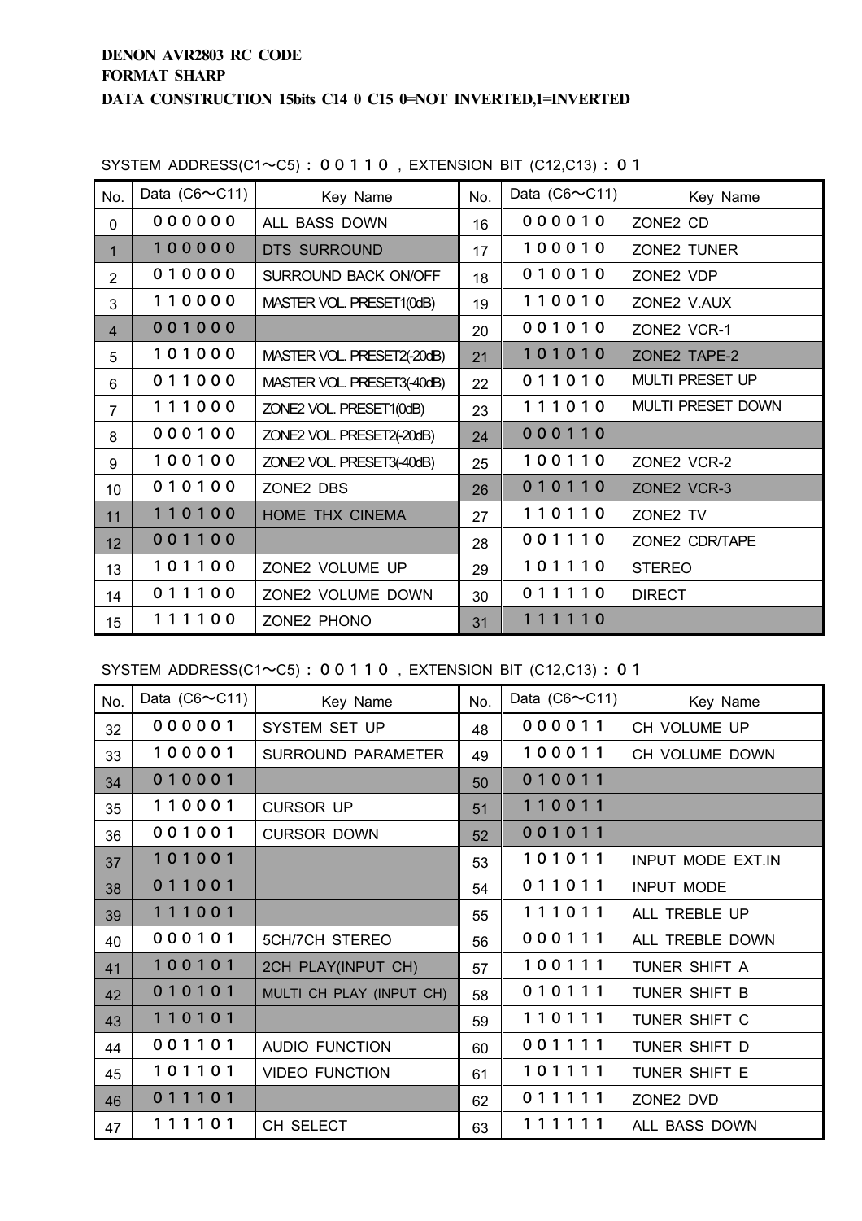**DENON AVR2803 RC CODE**
**FORMAT SHARP**
**DATA CONSTRUCTION 15bits C14 0 C15 0=NOT INVERTED,1=INVERTED**

SYSTEM ADDRESS(C1～C5) : 0 0 1 1 0 , EXTENSION BIT (C12,C13) : 0 1

| No. | Data (C6～C11) | Key Name | No. | Data (C6～C11) | Key Name |
|---|---|---|---|---|---|
| 0 | 0 0 0 0 0 0 | ALL BASS DOWN | 16 | 0 0 0 0 1 0 | ZONE2 CD |
| 1 | 1 0 0 0 0 0 | DTS SURROUND | 17 | 1 0 0 0 1 0 | ZONE2 TUNER |
| 2 | 0 1 0 0 0 0 | SURROUND BACK ON/OFF | 18 | 0 1 0 0 1 0 | ZONE2 VDP |
| 3 | 1 1 0 0 0 0 | MASTER VOL. PRESET1(0dB) | 19 | 1 1 0 0 1 0 | ZONE2 V.AUX |
| 4 | 0 0 1 0 0 0 | | 20 | 0 0 1 0 1 0 | ZONE2 VCR-1 |
| 5 | 1 0 1 0 0 0 | MASTER VOL. PRESET2(-20dB) | 21 | 1 0 1 0 1 0 | ZONE2 TAPE-2 |
| 6 | 0 1 1 0 0 0 | MASTER VOL. PRESET3(-40dB) | 22 | 0 1 1 0 1 0 | MULTI PRESET UP |
| 7 | 1 1 1 0 0 0 | ZONE2 VOL. PRESET1(0dB) | 23 | 1 1 1 0 1 0 | MULTI PRESET DOWN |
| 8 | 0 0 0 1 0 0 | ZONE2 VOL. PRESET2(-20dB) | 24 | 0 0 0 1 1 0 | |
| 9 | 1 0 0 1 0 0 | ZONE2 VOL. PRESET3(-40dB) | 25 | 1 0 0 1 1 0 | ZONE2 VCR-2 |
| 10 | 0 1 0 1 0 0 | ZONE2 DBS | 26 | 0 1 0 1 1 0 | ZONE2 VCR-3 |
| 11 | 1 1 0 1 0 0 | HOME THX CINEMA | 27 | 1 1 0 1 1 0 | ZONE2 TV |
| 12 | 0 0 1 1 0 0 | | 28 | 0 0 1 1 1 0 | ZONE2 CDR/TAPE |
| 13 | 1 0 1 1 0 0 | ZONE2 VOLUME UP | 29 | 1 0 1 1 1 0 | STEREO |
| 14 | 0 1 1 1 0 0 | ZONE2 VOLUME DOWN | 30 | 0 1 1 1 1 0 | DIRECT |
| 15 | 1 1 1 1 0 0 | ZONE2 PHONO | 31 | 1 1 1 1 1 0 | |

SYSTEM ADDRESS(C1～C5) : 0 0 1 1 0 , EXTENSION BIT (C12,C13) : 0 1

| No. | Data (C6～C11) | Key Name | No. | Data (C6～C11) | Key Name |
|---|---|---|---|---|---|
| 32 | 0 0 0 0 0 1 | SYSTEM SET UP | 48 | 0 0 0 0 1 1 | CH VOLUME UP |
| 33 | 1 0 0 0 0 1 | SURROUND PARAMETER | 49 | 1 0 0 0 1 1 | CH VOLUME DOWN |
| 34 | 0 1 0 0 0 1 | | 50 | 0 1 0 0 1 1 | |
| 35 | 1 1 0 0 0 1 | CURSOR UP | 51 | 1 1 0 0 1 1 | |
| 36 | 0 0 1 0 0 1 | CURSOR DOWN | 52 | 0 0 1 0 1 1 | |
| 37 | 1 0 1 0 0 1 | | 53 | 1 0 1 0 1 1 | INPUT MODE EXT.IN |
| 38 | 0 1 1 0 0 1 | | 54 | 0 1 1 0 1 1 | INPUT MODE |
| 39 | 1 1 1 0 0 1 | | 55 | 1 1 1 0 1 1 | ALL TREBLE UP |
| 40 | 0 0 0 1 0 1 | 5CH/7CH STEREO | 56 | 0 0 0 1 1 1 | ALL TREBLE DOWN |
| 41 | 1 0 0 1 0 1 | 2CH PLAY(INPUT CH) | 57 | 1 0 0 1 1 1 | TUNER SHIFT A |
| 42 | 0 1 0 1 0 1 | MULTI CH PLAY (INPUT CH) | 58 | 0 1 0 1 1 1 | TUNER SHIFT B |
| 43 | 1 1 0 1 0 1 | | 59 | 1 1 0 1 1 1 | TUNER SHIFT C |
| 44 | 0 0 1 1 0 1 | AUDIO FUNCTION | 60 | 0 0 1 1 1 1 | TUNER SHIFT D |
| 45 | 1 0 1 1 0 1 | VIDEO FUNCTION | 61 | 1 0 1 1 1 1 | TUNER SHIFT E |
| 46 | 0 1 1 1 0 1 | | 62 | 0 1 1 1 1 1 | ZONE2 DVD |
| 47 | 1 1 1 1 0 1 | CH SELECT | 63 | 1 1 1 1 1 1 | ALL BASS DOWN |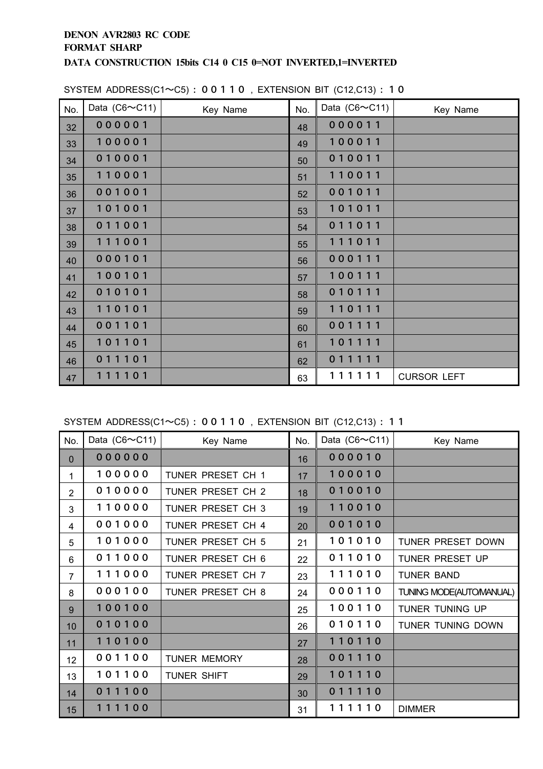**DENON AVR2803 RC CODE**
**FORMAT SHARP**
**DATA CONSTRUCTION 15bits C14 0 C15 0=NOT INVERTED,1=INVERTED**

SYSTEM ADDRESS(C1～C5)：００１１０，EXTENSION BIT (C12,C13)：１０

| No. | Data (C6～C11) | Key Name | No. | Data (C6～C11) | Key Name |
|---|---|---|---|---|---|
| 32 | ０００００１ | | 48 | ００００１１ | |
| 33 | １００００１ | | 49 | １０００１１ | |
| 34 | ０１０００１ | | 50 | ０１００１１ | |
| 35 | １１０００１ | | 51 | １１００１１ | |
| 36 | ００１００１ | | 52 | ００１０１１ | |
| 37 | １０１００１ | | 53 | １０１０１１ | |
| 38 | ０１１００１ | | 54 | ０１１０１１ | |
| 39 | １１１００１ | | 55 | １１１０１１ | |
| 40 | ０００１０１ | | 56 | ０００１１１ | |
| 41 | １００１０１ | | 57 | １００１１１ | |
| 42 | ０１０１０１ | | 58 | ０１０１１１ | |
| 43 | １１０１０１ | | 59 | １１０１１１ | |
| 44 | ００１１０１ | | 60 | ００１１１１ | |
| 45 | １０１１０１ | | 61 | １０１１１１ | |
| 46 | ０１１１０１ | | 62 | ０１１１１１ | |
| 47 | １１１１０１ | | 63 | １１１１１１ | CURSOR LEFT |

SYSTEM ADDRESS(C1～C5)：００１１０，EXTENSION BIT (C12,C13)：１１

| No. | Data (C6～C11) | Key Name | No. | Data (C6～C11) | Key Name |
|---|---|---|---|---|---|
| 0 | ００００００ | | 16 | ００００１０ | |
| 1 | １０００００ | TUNER PRESET CH 1 | 17 | １０００１０ | |
| 2 | ０１００００ | TUNER PRESET CH 2 | 18 | ０１００１０ | |
| 3 | １１００００ | TUNER PRESET CH 3 | 19 | １１００１０ | |
| 4 | ００１０００ | TUNER PRESET CH 4 | 20 | ００１０１０ | |
| 5 | １０１０００ | TUNER PRESET CH 5 | 21 | １０１０１０ | TUNER PRESET DOWN |
| 6 | ０１１０００ | TUNER PRESET CH 6 | 22 | ０１１０１０ | TUNER PRESET UP |
| 7 | １１１０００ | TUNER PRESET CH 7 | 23 | １１１０１０ | TUNER BAND |
| 8 | ０００１００ | TUNER PRESET CH 8 | 24 | ０００１１０ | TUNING MODE(AUTO/MANUAL) |
| 9 | １００１００ | | 25 | １００１１０ | TUNER TUNING UP |
| 10 | ０１０１００ | | 26 | ０１０１１０ | TUNER TUNING DOWN |
| 11 | １１０１００ | | 27 | １１０１１０ | |
| 12 | ００１１００ | TUNER MEMORY | 28 | ００１１１０ | |
| 13 | １０１１００ | TUNER SHIFT | 29 | １０１１１０ | |
| 14 | ０１１１００ | | 30 | ０１１１１０ | |
| 15 | １１１１００ | | 31 | １１１１１０ | DIMMER |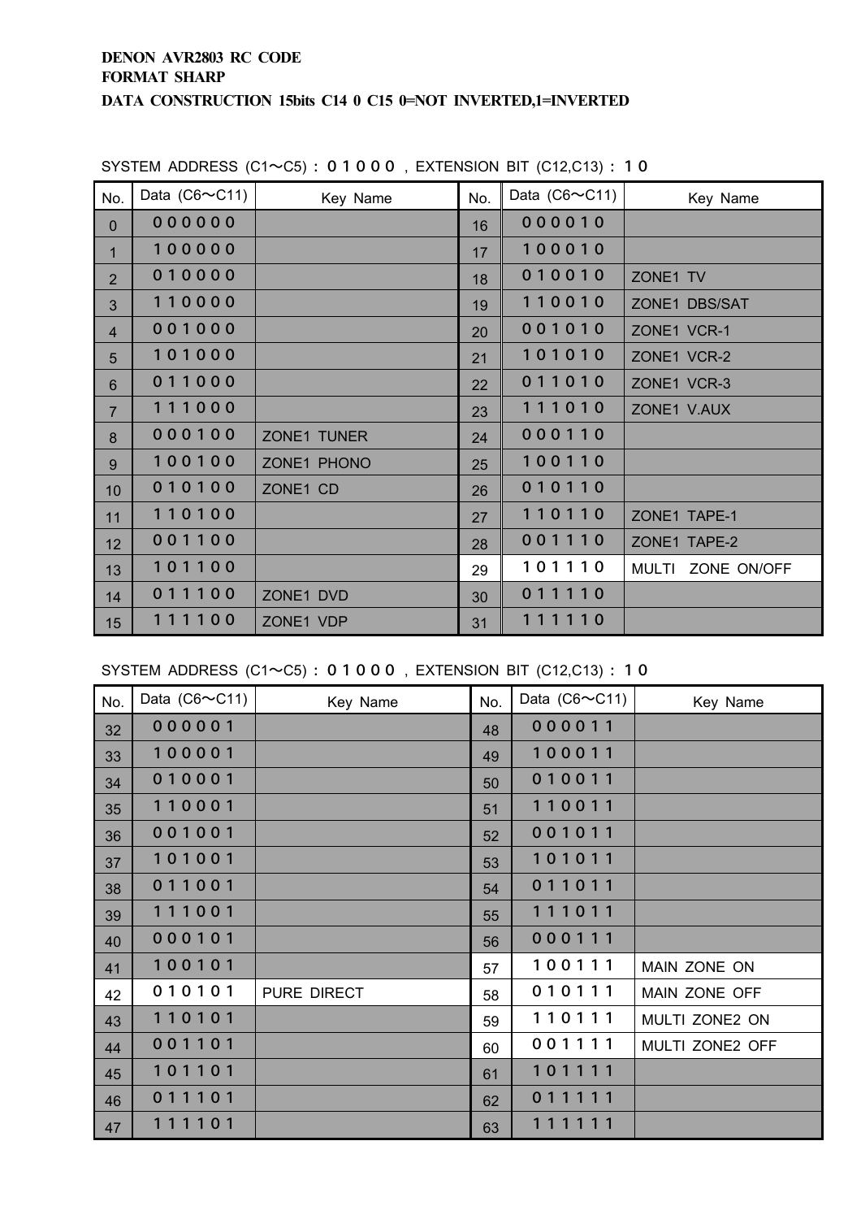**DENON AVR2803 RC CODE**
**FORMAT SHARP**
**DATA CONSTRUCTION 15bits C14 0 C15 0=NOT INVERTED,1=INVERTED**

SYSTEM ADDRESS (C1〜C5) : ０１０００ , EXTENSION BIT (C12,C13) : １０

| No. | Data (C6〜C11) | Key Name | No. | Data (C6〜C11) | Key Name |
|---|---|---|---|---|---|
| 0 | 000000 | | 16 | 000010 | |
| 1 | 100000 | | 17 | 100010 | |
| 2 | 010000 | | 18 | 010010 | ZONE1 TV |
| 3 | 110000 | | 19 | 110010 | ZONE1 DBS/SAT |
| 4 | 001000 | | 20 | 001010 | ZONE1 VCR-1 |
| 5 | 101000 | | 21 | 101010 | ZONE1 VCR-2 |
| 6 | 011000 | | 22 | 011010 | ZONE1 VCR-3 |
| 7 | 111000 | | 23 | 111010 | ZONE1 V.AUX |
| 8 | 000100 | ZONE1 TUNER | 24 | 000110 | |
| 9 | 100100 | ZONE1 PHONO | 25 | 100110 | |
| 10 | 010100 | ZONE1 CD | 26 | 010110 | |
| 11 | 110100 | | 27 | 110110 | ZONE1 TAPE-1 |
| 12 | 001100 | | 28 | 001110 | ZONE1 TAPE-2 |
| 13 | 101100 | | 29 | 101110 | MULTI ZONE ON/OFF |
| 14 | 011100 | ZONE1 DVD | 30 | 011110 | |
| 15 | 111100 | ZONE1 VDP | 31 | 111110 | |

SYSTEM ADDRESS (C1〜C5) : ０１０００ , EXTENSION BIT (C12,C13) : １０

| No. | Data (C6〜C11) | Key Name | No. | Data (C6〜C11) | Key Name |
|---|---|---|---|---|---|
| 32 | 000001 | | 48 | 000011 | |
| 33 | 100001 | | 49 | 100011 | |
| 34 | 010001 | | 50 | 010011 | |
| 35 | 110001 | | 51 | 110011 | |
| 36 | 001001 | | 52 | 001011 | |
| 37 | 101001 | | 53 | 101011 | |
| 38 | 011001 | | 54 | 011011 | |
| 39 | 111001 | | 55 | 111011 | |
| 40 | 000101 | | 56 | 000111 | |
| 41 | 100101 | | 57 | 100111 | MAIN ZONE ON |
| 42 | 010101 | PURE DIRECT | 58 | 010111 | MAIN ZONE OFF |
| 43 | 110101 | | 59 | 110111 | MULTI ZONE2 ON |
| 44 | 001101 | | 60 | 001111 | MULTI ZONE2 OFF |
| 45 | 101101 | | 61 | 101111 | |
| 46 | 011101 | | 62 | 011111 | |
| 47 | 111101 | | 63 | 111111 | |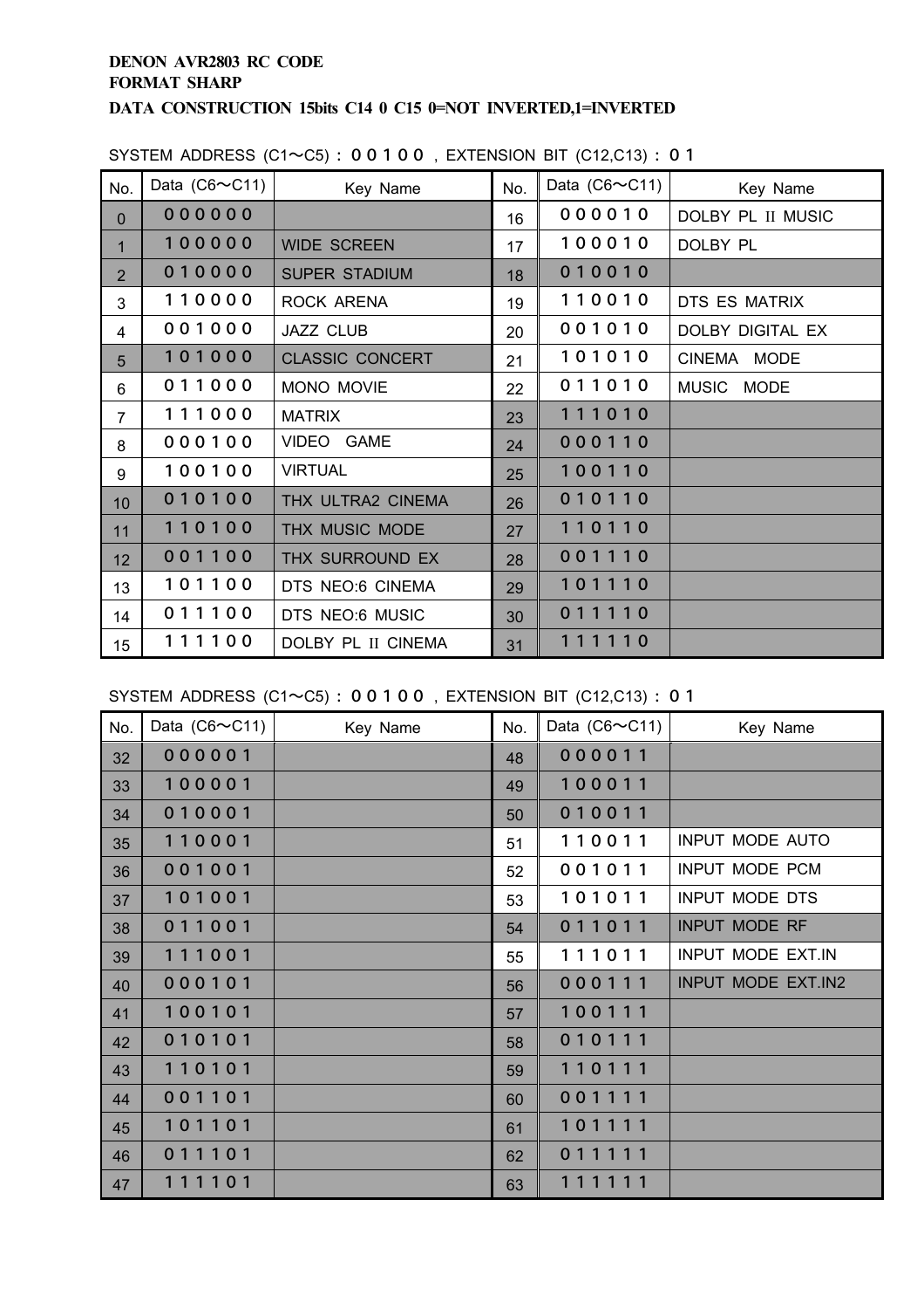**DENON AVR2803 RC CODE**
**FORMAT SHARP**
**DATA CONSTRUCTION 15bits C14 0 C15 0=NOT INVERTED,1=INVERTED**

SYSTEM ADDRESS (C1〜C5)：００１００，EXTENSION BIT (C12,C13)：０１

| No. | Data (C6〜C11) | Key Name | No. | Data (C6〜C11) | Key Name |
|---|---|---|---|---|---|
| 0 | ０００００００ | | 16 | ００００１０ | DOLBY PL II MUSIC |
| 1 | １０００００ | WIDE SCREEN | 17 | １０００１０ | DOLBY PL |
| 2 | ０１００００ | SUPER STADIUM | 18 | ０１００１０ | |
| 3 | １１００００ | ROCK ARENA | 19 | １１００１０ | DTS ES MATRIX |
| 4 | ００１０００ | JAZZ CLUB | 20 | ００１０１０ | DOLBY DIGITAL EX |
| 5 | １０１０００ | CLASSIC CONCERT | 21 | １０１０１０ | CINEMA MODE |
| 6 | ０１１０００ | MONO MOVIE | 22 | ０１１０１０ | MUSIC MODE |
| 7 | １１１０００ | MATRIX | 23 | １１１０１０ | |
| 8 | ０００１００ | VIDEO GAME | 24 | ０００１１０ | |
| 9 | １００１００ | VIRTUAL | 25 | １００１１０ | |
| 10 | ０１０１００ | THX ULTRA2 CINEMA | 26 | ０１０１１０ | |
| 11 | １１０１００ | THX MUSIC MODE | 27 | １１０１１０ | |
| 12 | ００１１００ | THX SURROUND EX | 28 | ００１１１０ | |
| 13 | １０１１００ | DTS NEO:6 CINEMA | 29 | １０１１１０ | |
| 14 | ０１１１００ | DTS NEO:6 MUSIC | 30 | ０１１１１０ | |
| 15 | １１１１００ | DOLBY PL II CINEMA | 31 | １１１１１０ | |

SYSTEM ADDRESS (C1〜C5)：００１００，EXTENSION BIT (C12,C13)：０１

| No. | Data (C6〜C11) | Key Name | No. | Data (C6〜C11) | Key Name |
|---|---|---|---|---|---|
| 32 | ００００００１ | | 48 | ００００１１ | |
| 33 | １００００１ | | 49 | １０００１１ | |
| 34 | ０１０００１ | | 50 | ０１００１１ | |
| 35 | １１０００１ | | 51 | １１００１１ | INPUT MODE AUTO |
| 36 | ００１００１ | | 52 | ００１０１１ | INPUT MODE PCM |
| 37 | １０１００１ | | 53 | １０１０１１ | INPUT MODE DTS |
| 38 | ０１１００１ | | 54 | ０１１０１１ | INPUT MODE RF |
| 39 | １１１００１ | | 55 | １１１０１１ | INPUT MODE EXT.IN |
| 40 | ０００１０１ | | 56 | ０００１１１ | INPUT MODE EXT.IN2 |
| 41 | １００１０１ | | 57 | １００１１１ | |
| 42 | ０１０１０１ | | 58 | ０１０１１１ | |
| 43 | １１０１０１ | | 59 | １１０１１１ | |
| 44 | ００１１０１ | | 60 | ００１１１１ | |
| 45 | １０１１０１ | | 61 | １０１１１１ | |
| 46 | ０１１１０１ | | 62 | ０１１１１１ | |
| 47 | １１１１０１ | | 63 | １１１１１１ | |